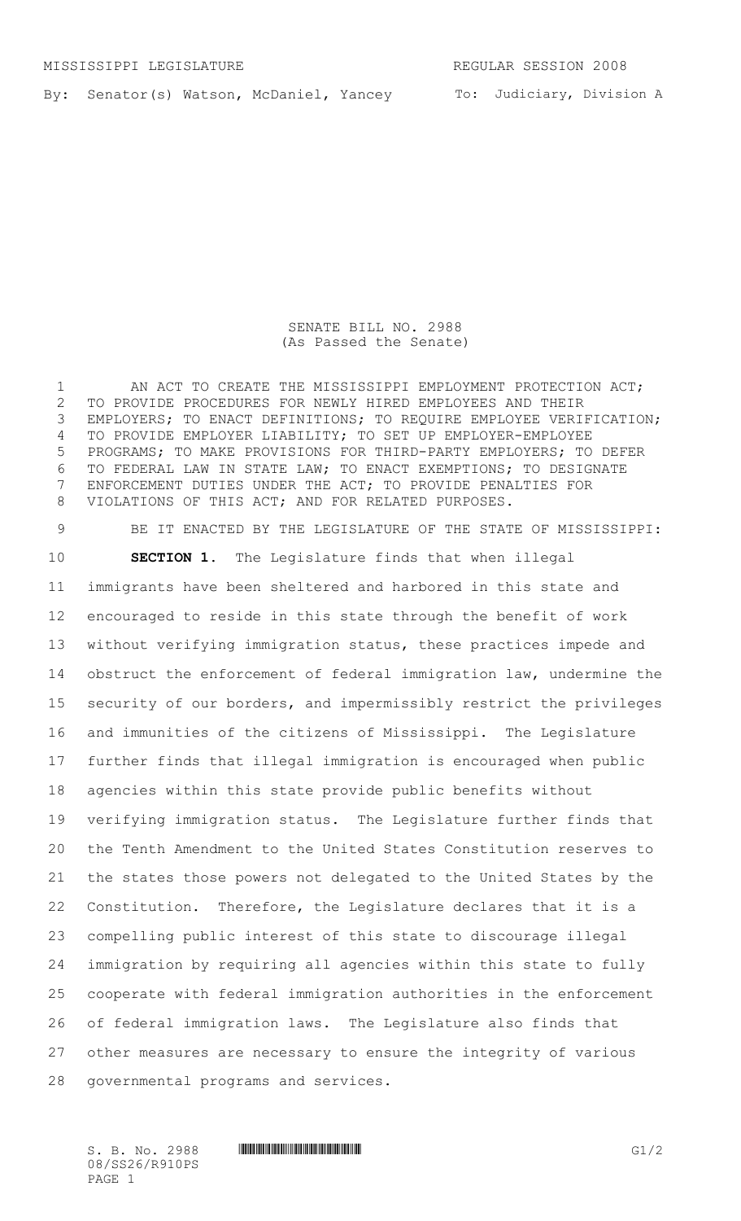MISSISSIPPI LEGISLATURE REGULAR SESSION 2008

By: Senator(s) Watson, McDaniel, Yancey

To: Judiciary, Division A

SENATE BILL NO. 2988
(As Passed the Senate)

AN ACT TO CREATE THE MISSISSIPPI EMPLOYMENT PROTECTION ACT; TO PROVIDE PROCEDURES FOR NEWLY HIRED EMPLOYEES AND THEIR EMPLOYERS; TO ENACT DEFINITIONS; TO REQUIRE EMPLOYEE VERIFICATION; TO PROVIDE EMPLOYER LIABILITY; TO SET UP EMPLOYER-EMPLOYEE PROGRAMS; TO MAKE PROVISIONS FOR THIRD-PARTY EMPLOYERS; TO DEFER TO FEDERAL LAW IN STATE LAW; TO ENACT EXEMPTIONS; TO DESIGNATE ENFORCEMENT DUTIES UNDER THE ACT; TO PROVIDE PENALTIES FOR VIOLATIONS OF THIS ACT; AND FOR RELATED PURPOSES.

BE IT ENACTED BY THE LEGISLATURE OF THE STATE OF MISSISSIPPI:

**SECTION 1.** The Legislature finds that when illegal immigrants have been sheltered and harbored in this state and encouraged to reside in this state through the benefit of work without verifying immigration status, these practices impede and obstruct the enforcement of federal immigration law, undermine the security of our borders, and impermissibly restrict the privileges and immunities of the citizens of Mississippi. The Legislature further finds that illegal immigration is encouraged when public agencies within this state provide public benefits without verifying immigration status. The Legislature further finds that the Tenth Amendment to the United States Constitution reserves to the states those powers not delegated to the United States by the Constitution. Therefore, the Legislature declares that it is a compelling public interest of this state to discourage illegal immigration by requiring all agencies within this state to fully cooperate with federal immigration authorities in the enforcement of federal immigration laws. The Legislature also finds that other measures are necessary to ensure the integrity of various governmental programs and services.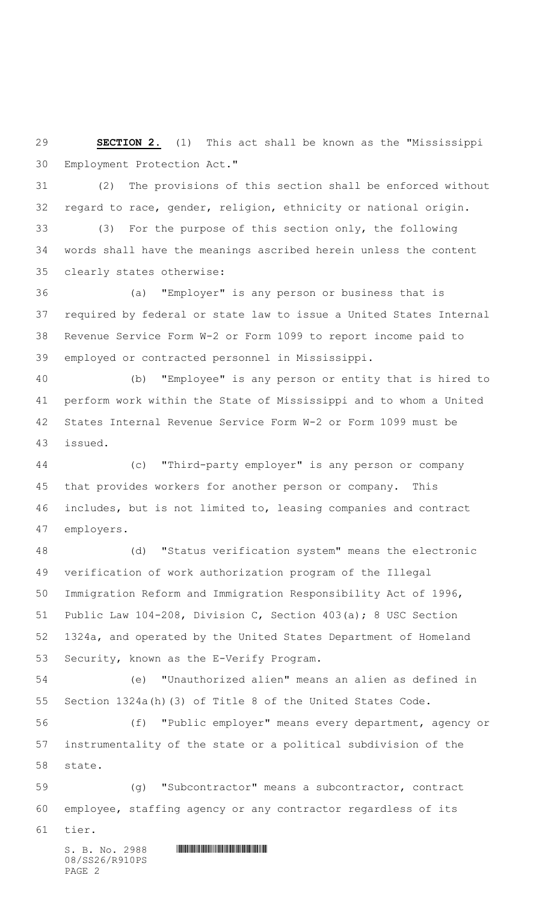**SECTION 2.** (1) This act shall be known as the "Mississippi Employment Protection Act."

(2) The provisions of this section shall be enforced without regard to race, gender, religion, ethnicity or national origin.

(3) For the purpose of this section only, the following words shall have the meanings ascribed herein unless the content clearly states otherwise:

(a) "Employer" is any person or business that is required by federal or state law to issue a United States Internal Revenue Service Form W-2 or Form 1099 to report income paid to employed or contracted personnel in Mississippi.

(b) "Employee" is any person or entity that is hired to perform work within the State of Mississippi and to whom a United States Internal Revenue Service Form W-2 or Form 1099 must be issued.

(c) "Third-party employer" is any person or company that provides workers for another person or company. This includes, but is not limited to, leasing companies and contract employers.

(d) "Status verification system" means the electronic verification of work authorization program of the Illegal Immigration Reform and Immigration Responsibility Act of 1996, Public Law 104-208, Division C, Section 403(a); 8 USC Section 1324a, and operated by the United States Department of Homeland Security, known as the E-Verify Program.

(e) "Unauthorized alien" means an alien as defined in Section 1324a(h)(3) of Title 8 of the United States Code.

(f) "Public employer" means every department, agency or instrumentality of the state or a political subdivision of the state.

(g) "Subcontractor" means a subcontractor, contract employee, staffing agency or any contractor regardless of its tier.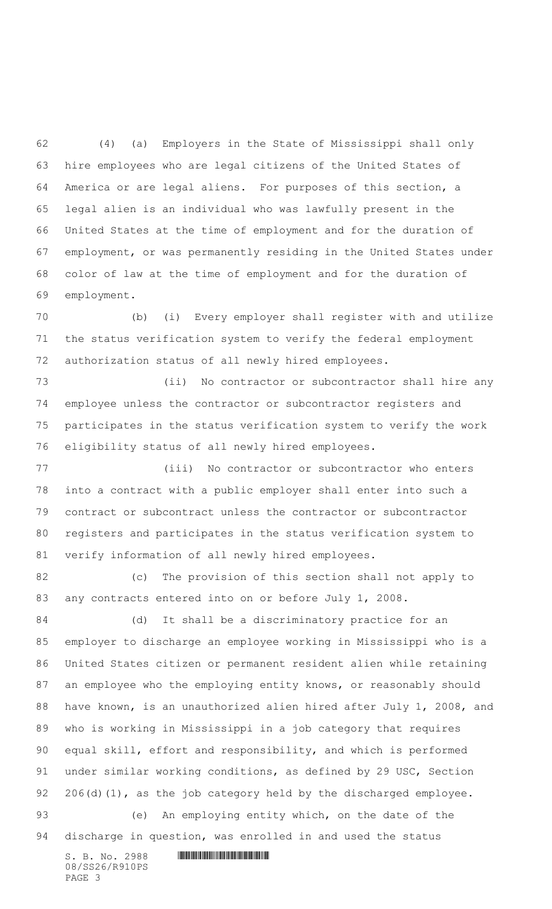(4) (a) Employers in the State of Mississippi shall only hire employees who are legal citizens of the United States of America or are legal aliens. For purposes of this section, a legal alien is an individual who was lawfully present in the United States at the time of employment and for the duration of employment, or was permanently residing in the United States under color of law at the time of employment and for the duration of employment.

(b) (i) Every employer shall register with and utilize the status verification system to verify the federal employment authorization status of all newly hired employees.

(ii) No contractor or subcontractor shall hire any employee unless the contractor or subcontractor registers and participates in the status verification system to verify the work eligibility status of all newly hired employees.

(iii) No contractor or subcontractor who enters into a contract with a public employer shall enter into such a contract or subcontract unless the contractor or subcontractor registers and participates in the status verification system to verify information of all newly hired employees.

(c) The provision of this section shall not apply to any contracts entered into on or before July 1, 2008.

(d) It shall be a discriminatory practice for an employer to discharge an employee working in Mississippi who is a United States citizen or permanent resident alien while retaining an employee who the employing entity knows, or reasonably should have known, is an unauthorized alien hired after July 1, 2008, and who is working in Mississippi in a job category that requires equal skill, effort and responsibility, and which is performed under similar working conditions, as defined by 29 USC, Section 206(d)(1), as the job category held by the discharged employee.

(e) An employing entity which, on the date of the discharge in question, was enrolled in and used the status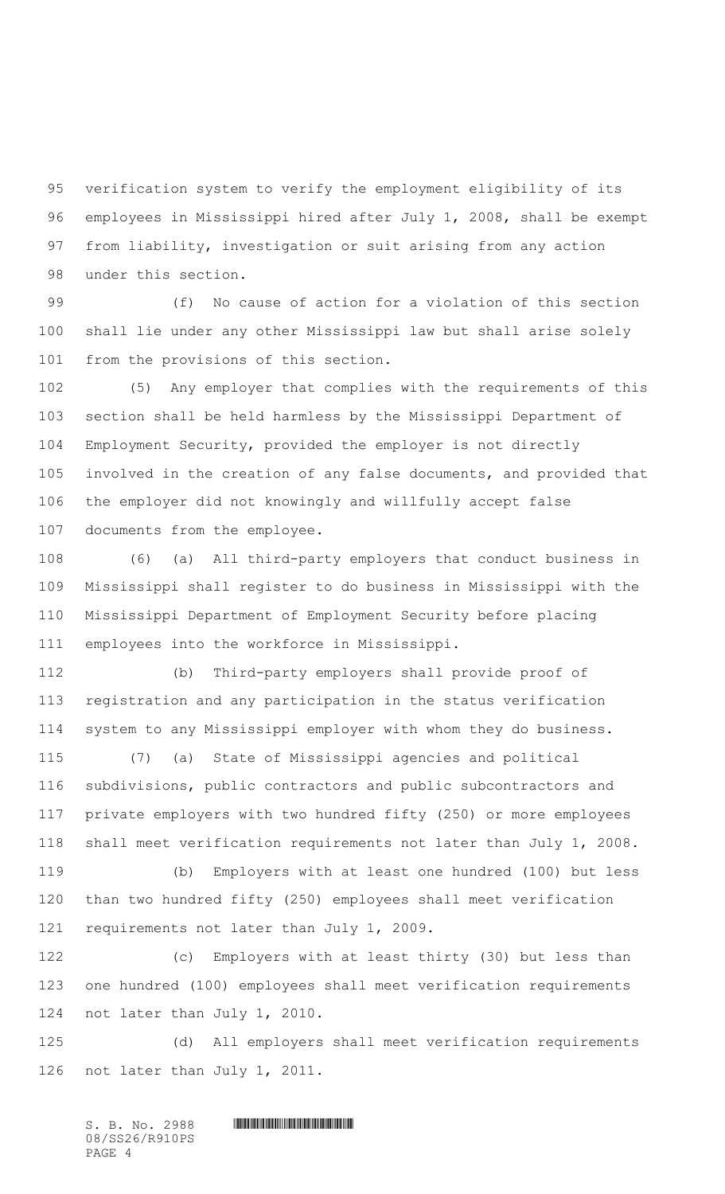verification system to verify the employment eligibility of its employees in Mississippi hired after July 1, 2008, shall be exempt from liability, investigation or suit arising from any action under this section.

(f) No cause of action for a violation of this section shall lie under any other Mississippi law but shall arise solely from the provisions of this section.

(5) Any employer that complies with the requirements of this section shall be held harmless by the Mississippi Department of Employment Security, provided the employer is not directly involved in the creation of any false documents, and provided that the employer did not knowingly and willfully accept false documents from the employee.

(6) (a) All third-party employers that conduct business in Mississippi shall register to do business in Mississippi with the Mississippi Department of Employment Security before placing employees into the workforce in Mississippi.

(b) Third-party employers shall provide proof of registration and any participation in the status verification system to any Mississippi employer with whom they do business.

(7) (a) State of Mississippi agencies and political subdivisions, public contractors and public subcontractors and private employers with two hundred fifty (250) or more employees shall meet verification requirements not later than July 1, 2008.

(b) Employers with at least one hundred (100) but less than two hundred fifty (250) employees shall meet verification requirements not later than July 1, 2009.

(c) Employers with at least thirty (30) but less than one hundred (100) employees shall meet verification requirements not later than July 1, 2010.

(d) All employers shall meet verification requirements not later than July 1, 2011.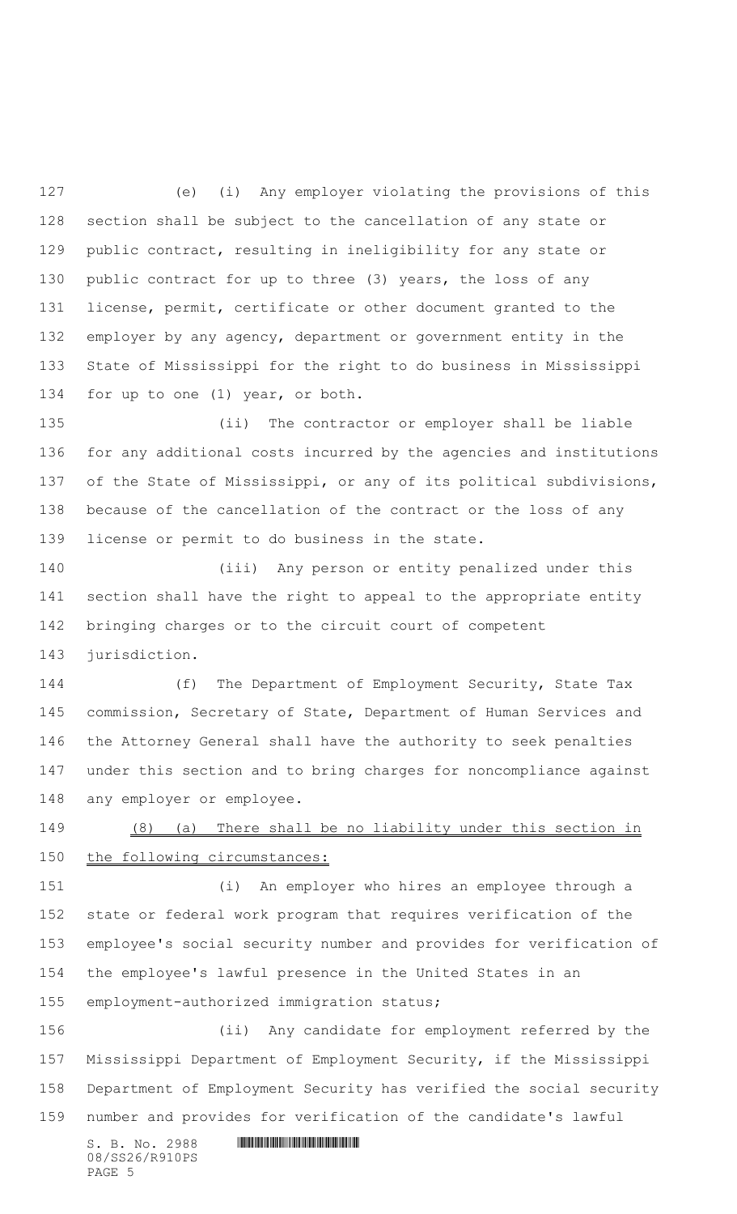(e) (i) Any employer violating the provisions of this section shall be subject to the cancellation of any state or public contract, resulting in ineligibility for any state or public contract for up to three (3) years, the loss of any license, permit, certificate or other document granted to the employer by any agency, department or government entity in the State of Mississippi for the right to do business in Mississippi for up to one (1) year, or both.

(ii) The contractor or employer shall be liable for any additional costs incurred by the agencies and institutions of the State of Mississippi, or any of its political subdivisions, because of the cancellation of the contract or the loss of any license or permit to do business in the state.

(iii) Any person or entity penalized under this section shall have the right to appeal to the appropriate entity bringing charges or to the circuit court of competent jurisdiction.

(f) The Department of Employment Security, State Tax commission, Secretary of State, Department of Human Services and the Attorney General shall have the authority to seek penalties under this section and to bring charges for noncompliance against any employer or employee.

(8) (a) There shall be no liability under this section in the following circumstances:

(i) An employer who hires an employee through a state or federal work program that requires verification of the employee's social security number and provides for verification of the employee's lawful presence in the United States in an employment-authorized immigration status;

(ii) Any candidate for employment referred by the Mississippi Department of Employment Security, if the Mississippi Department of Employment Security has verified the social security number and provides for verification of the candidate's lawful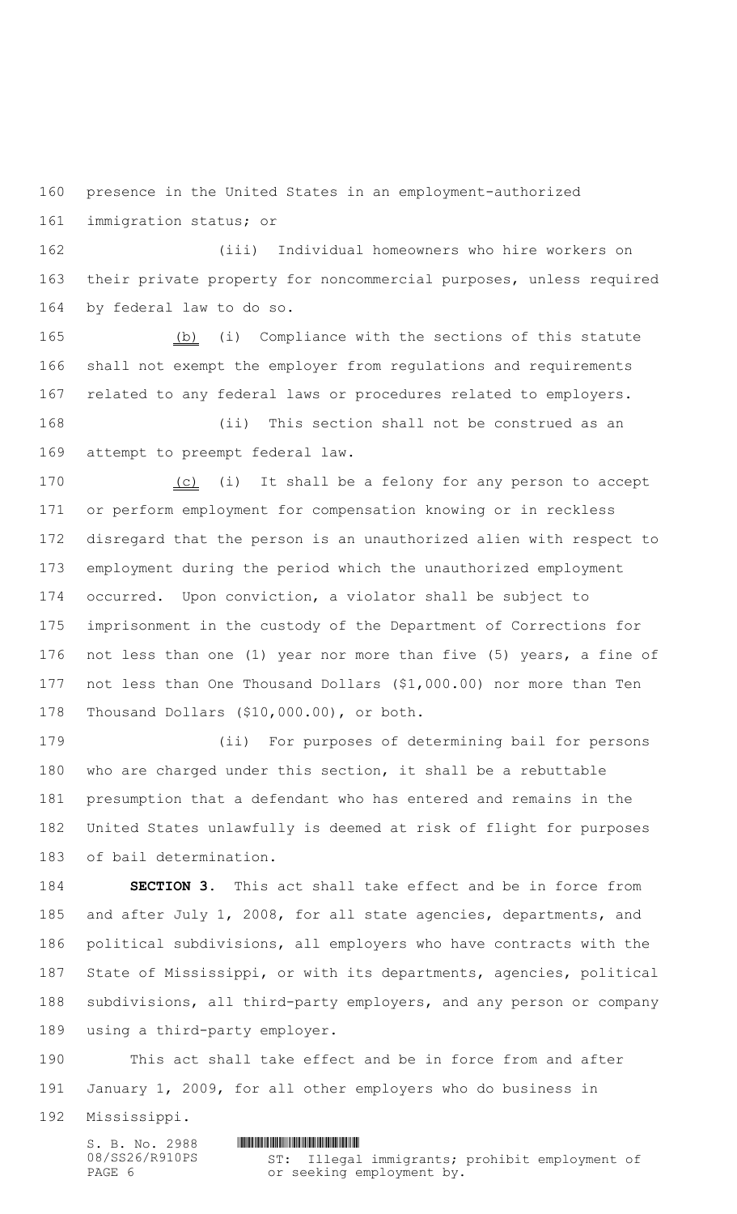presence in the United States in an employment-authorized immigration status; or

(iii) Individual homeowners who hire workers on their private property for noncommercial purposes, unless required by federal law to do so.

(b) (i) Compliance with the sections of this statute shall not exempt the employer from regulations and requirements related to any federal laws or procedures related to employers.

(ii) This section shall not be construed as an attempt to preempt federal law.

(c) (i) It shall be a felony for any person to accept or perform employment for compensation knowing or in reckless disregard that the person is an unauthorized alien with respect to employment during the period which the unauthorized employment occurred. Upon conviction, a violator shall be subject to imprisonment in the custody of the Department of Corrections for not less than one (1) year nor more than five (5) years, a fine of not less than One Thousand Dollars ($1,000.00) nor more than Ten Thousand Dollars ($10,000.00), or both.

(ii) For purposes of determining bail for persons who are charged under this section, it shall be a rebuttable presumption that a defendant who has entered and remains in the United States unlawfully is deemed at risk of flight for purposes of bail determination.

**SECTION 3.** This act shall take effect and be in force from and after July 1, 2008, for all state agencies, departments, and political subdivisions, all employers who have contracts with the State of Mississippi, or with its departments, agencies, political subdivisions, all third-party employers, and any person or company using a third-party employer.

This act shall take effect and be in force from and after January 1, 2009, for all other employers who do business in Mississippi.

ST: Illegal immigrants; prohibit employment of or seeking employment by.